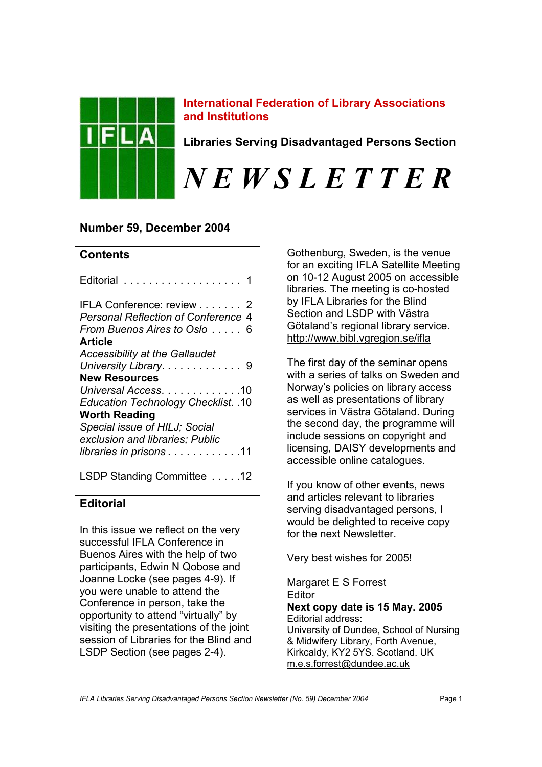**International Federation of Library Associations and Institutions**

**Libraries Serving Disadvantaged Persons Section**

# *NEWSLETTER*

**Number 59, December 2004**

## Contents

Editorial . . . . . . . . . . . . . . . . . . . 1

IFLA Conference: review . . . . . . . 2
*Personal Reflection of Conference* 4
*From Buenos Aires to Oslo* . . . . . 6
**Article**
*Accessibility at the Gallaudet University Library*. . . . . . . . . . . . . 9
**New Resources**
*Universal Access*. . . . . . . . . . . . .10
*Education Technology Checklist*. .10
**Worth Reading**
*Special issue of HILJ; Social exclusion and libraries; Public libraries in prisons* . . . . . . . . . . .11

LSDP Standing Committee . . . . .12

## Editorial

In this issue we reflect on the very successful IFLA Conference in Buenos Aires with the help of two participants, Edwin N Qobose and Joanne Locke (see pages 4-9). If you were unable to attend the Conference in person, take the opportunity to attend "virtually" by visiting the presentations of the joint session of Libraries for the Blind and LSDP Section (see pages 2-4).

Gothenburg, Sweden, is the venue for an exciting IFLA Satellite Meeting on 10-12 August 2005 on accessible libraries. The meeting is co-hosted by IFLA Libraries for the Blind Section and LSDP with Västra Götaland's regional library service. http://www.bibl.vgregion.se/ifla

The first day of the seminar opens with a series of talks on Sweden and Norway's policies on library access as well as presentations of library services in Västra Götaland. During the second day, the programme will include sessions on copyright and licensing, DAISY developments and accessible online catalogues.

If you know of other events, news and articles relevant to libraries serving disadvantaged persons, I would be delighted to receive copy for the next Newsletter.

Very best wishes for 2005!

Margaret E S Forrest
Editor
**Next copy date is 15 May. 2005**
Editorial address:
University of Dundee, School of Nursing & Midwifery Library, Forth Avenue, Kirkcaldy, KY2 5YS. Scotland. UK
m.e.s.forrest@dundee.ac.uk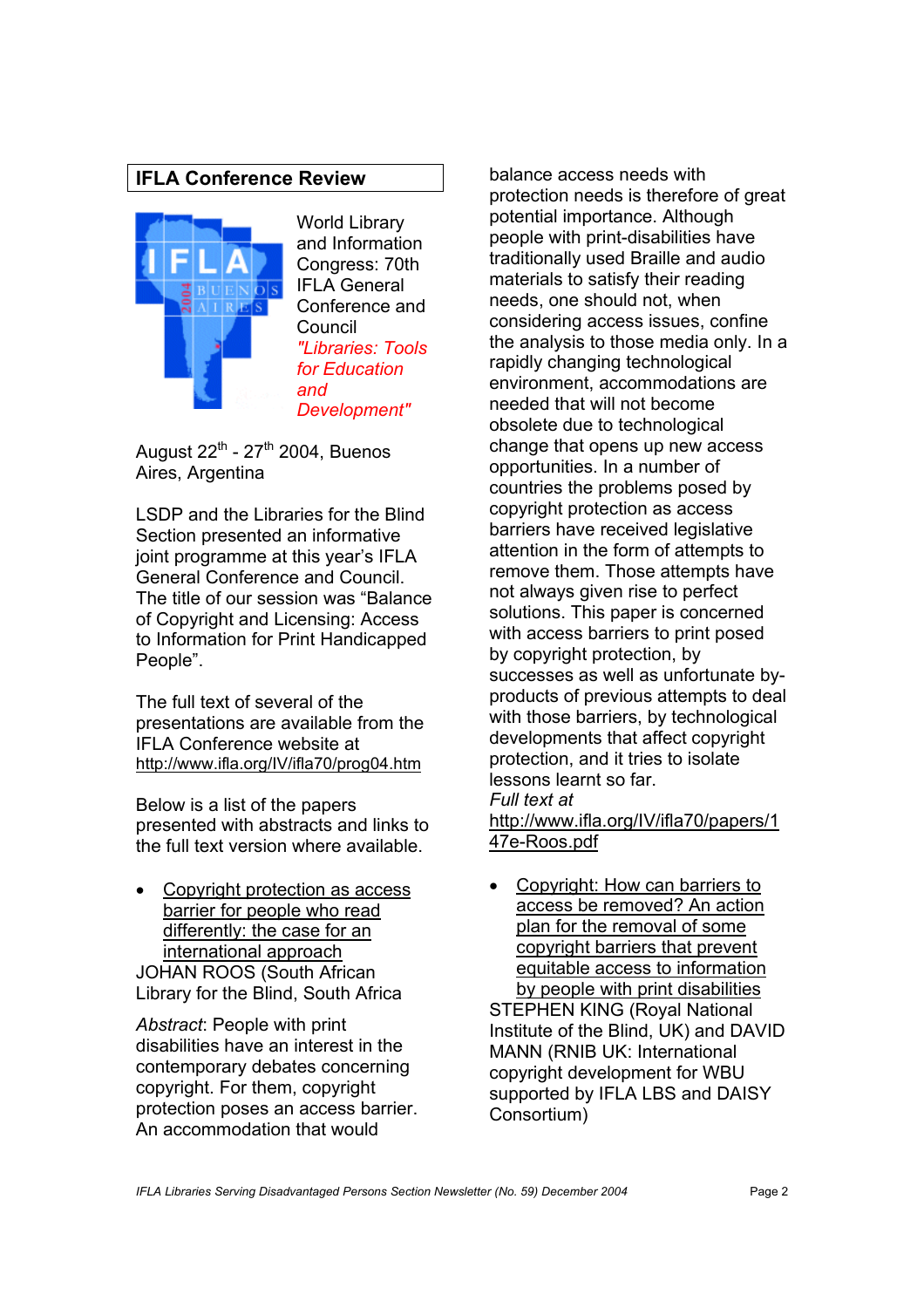## IFLA Conference Review

World Library and Information Congress: 70th IFLA General Conference and Council

*"Libraries: Tools for Education and Development"*

August 22nd - 27th 2004, Buenos Aires, Argentina

LSDP and the Libraries for the Blind Section presented an informative joint programme at this year's IFLA General Conference and Council. The title of our session was "Balance of Copyright and Licensing: Access to Information for Print Handicapped People".

The full text of several of the presentations are available from the IFLA Conference website at http://www.ifla.org/IV/ifla70/prog04.htm

Below is a list of the papers presented with abstracts and links to the full text version where available.

- Copyright protection as access barrier for people who read differently: the case for an international approach

JOHAN ROOS (South African Library for the Blind, South Africa

*Abstract*: People with print disabilities have an interest in the contemporary debates concerning copyright. For them, copyright protection poses an access barrier. An accommodation that would balance access needs with protection needs is therefore of great potential importance. Although people with print-disabilities have traditionally used Braille and audio materials to satisfy their reading needs, one should not, when considering access issues, confine the analysis to those media only. In a rapidly changing technological environment, accommodations are needed that will not become obsolete due to technological change that opens up new access opportunities. In a number of countries the problems posed by copyright protection as access barriers have received legislative attention in the form of attempts to remove them. Those attempts have not always given rise to perfect solutions. This paper is concerned with access barriers to print posed by copyright protection, by successes as well as unfortunate by-products of previous attempts to deal with those barriers, by technological developments that affect copyright protection, and it tries to isolate lessons learnt so far.
*Full text at* http://www.ifla.org/IV/ifla70/papers/147e-Roos.pdf

- Copyright: How can barriers to access be removed? An action plan for the removal of some copyright barriers that prevent equitable access to information by people with print disabilities

STEPHEN KING (Royal National Institute of the Blind, UK) and DAVID MANN (RNIB UK: International copyright development for WBU supported by IFLA LBS and DAISY Consortium)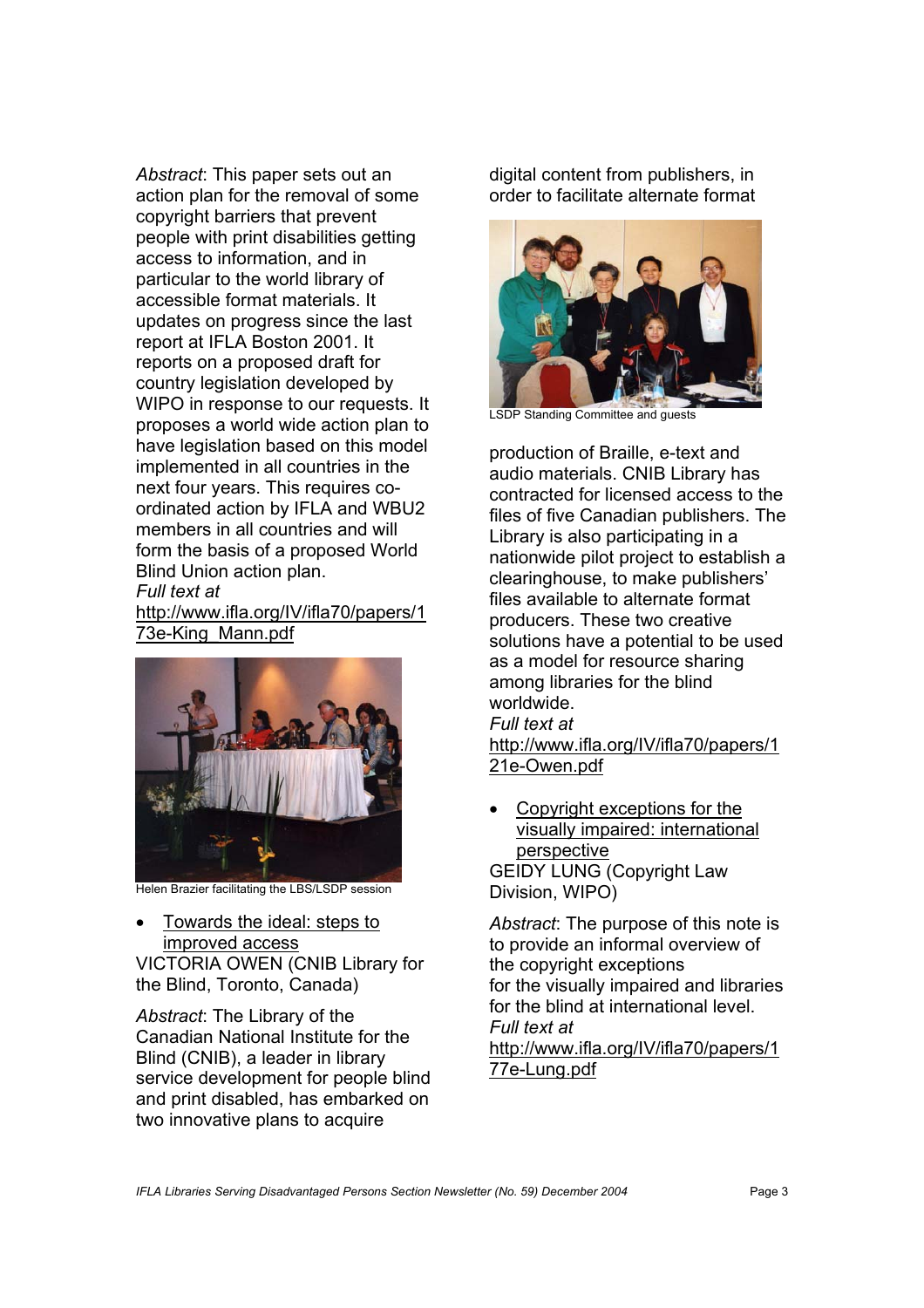*Abstract*: This paper sets out an action plan for the removal of some copyright barriers that prevent people with print disabilities getting access to information, and in particular to the world library of accessible format materials. It updates on progress since the last report at IFLA Boston 2001. It reports on a proposed draft for country legislation developed by WIPO in response to our requests. It proposes a world wide action plan to have legislation based on this model implemented in all countries in the next four years. This requires co-ordinated action by IFLA and WBU2 members in all countries and will form the basis of a proposed World Blind Union action plan.
*Full text at* http://www.ifla.org/IV/ifla70/papers/173e-King_Mann.pdf

Helen Brazier facilitating the LBS/LSDP session

- Towards the ideal: steps to improved access

VICTORIA OWEN (CNIB Library for the Blind, Toronto, Canada)

*Abstract*: The Library of the Canadian National Institute for the Blind (CNIB), a leader in library service development for people blind and print disabled, has embarked on two innovative plans to acquire digital content from publishers, in order to facilitate alternate format production of Braille, e-text and audio materials. CNIB Library has contracted for licensed access to the files of five Canadian publishers. The Library is also participating in a nationwide pilot project to establish a clearinghouse, to make publishers' files available to alternate format producers. These two creative solutions have a potential to be used as a model for resource sharing among libraries for the blind worldwide.
*Full text at* http://www.ifla.org/IV/ifla70/papers/121e-Owen.pdf

LSDP Standing Committee and guests

- Copyright exceptions for the visually impaired: international perspective

GEIDY LUNG (Copyright Law Division, WIPO)

*Abstract*: The purpose of this note is to provide an informal overview of the copyright exceptions for the visually impaired and libraries for the blind at international level.
*Full text at* http://www.ifla.org/IV/ifla70/papers/177e-Lung.pdf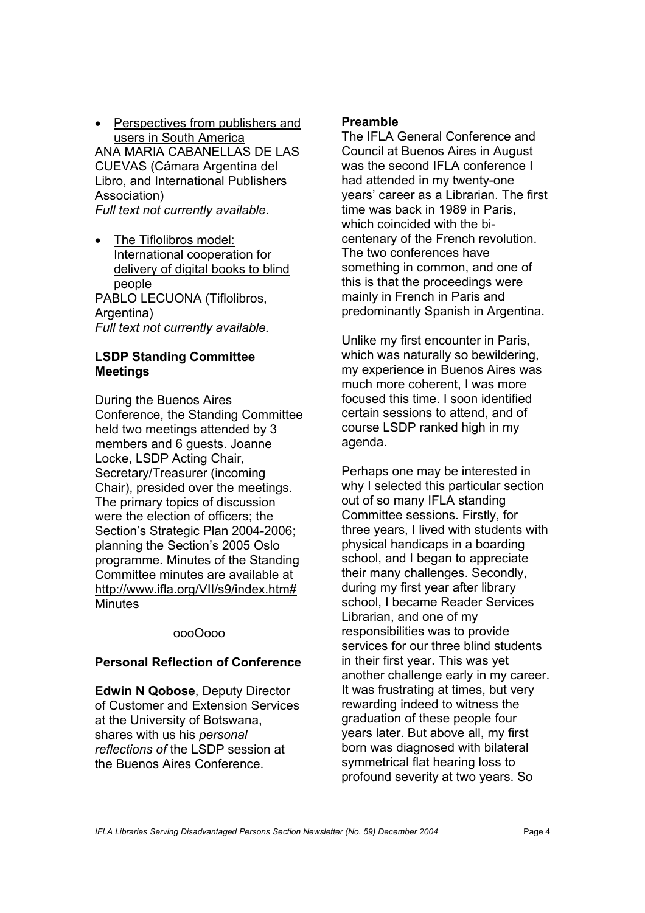- Perspectives from publishers and users in South America

ANA MARIA CABANELLAS DE LAS CUEVAS (Cámara Argentina del Libro, and International Publishers Association)

*Full text not currently available.*

- The Tiflolibros model: International cooperation for delivery of digital books to blind people

PABLO LECUONA (Tiflolibros, Argentina)

*Full text not currently available.*

**LSDP Standing Committee Meetings**

During the Buenos Aires Conference, the Standing Committee held two meetings attended by 3 members and 6 guests. Joanne Locke, LSDP Acting Chair, Secretary/Treasurer (incoming Chair), presided over the meetings. The primary topics of discussion were the election of officers; the Section's Strategic Plan 2004-2006; planning the Section's 2005 Oslo programme. Minutes of the Standing Committee minutes are available at http://www.ifla.org/VII/s9/index.htm#Minutes

oooOooo

**Personal Reflection of Conference**

**Edwin N Qobose**, Deputy Director of Customer and Extension Services at the University of Botswana, shares with us his *personal reflections of* the LSDP session at the Buenos Aires Conference.

**Preamble**

The IFLA General Conference and Council at Buenos Aires in August was the second IFLA conference I had attended in my twenty-one years' career as a Librarian. The first time was back in 1989 in Paris, which coincided with the bi-centenary of the French revolution. The two conferences have something in common, and one of this is that the proceedings were mainly in French in Paris and predominantly Spanish in Argentina.

Unlike my first encounter in Paris, which was naturally so bewildering, my experience in Buenos Aires was much more coherent, I was more focused this time. I soon identified certain sessions to attend, and of course LSDP ranked high in my agenda.

Perhaps one may be interested in why I selected this particular section out of so many IFLA standing Committee sessions. Firstly, for three years, I lived with students with physical handicaps in a boarding school, and I began to appreciate their many challenges. Secondly, during my first year after library school, I became Reader Services Librarian, and one of my responsibilities was to provide services for our three blind students in their first year. This was yet another challenge early in my career. It was frustrating at times, but very rewarding indeed to witness the graduation of these people four years later. But above all, my first born was diagnosed with bilateral symmetrical flat hearing loss to profound severity at two years. So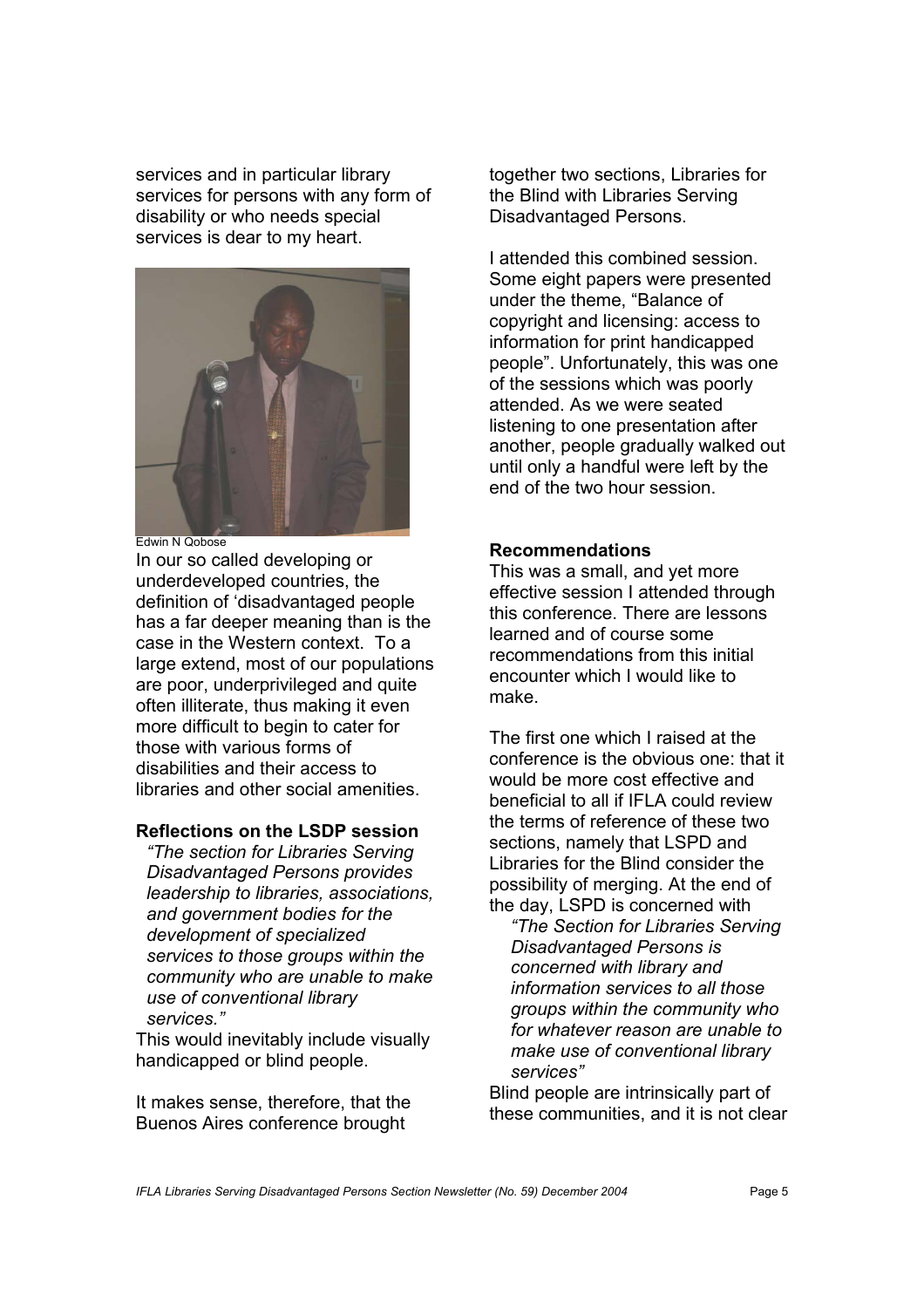services and in particular library services for persons with any form of disability or who needs special services is dear to my heart.

Edwin N Qobose

In our so called developing or underdeveloped countries, the definition of 'disadvantaged people has a far deeper meaning than is the case in the Western context. To a large extend, most of our populations are poor, underprivileged and quite often illiterate, thus making it even more difficult to begin to cater for those with various forms of disabilities and their access to libraries and other social amenities.

**Reflections on the LSDP session**

> *"The section for Libraries Serving Disadvantaged Persons provides leadership to libraries, associations, and government bodies for the development of specialized services to those groups within the community who are unable to make use of conventional library services."*

This would inevitably include visually handicapped or blind people.

It makes sense, therefore, that the Buenos Aires conference brought together two sections, Libraries for the Blind with Libraries Serving Disadvantaged Persons.

I attended this combined session. Some eight papers were presented under the theme, "Balance of copyright and licensing: access to information for print handicapped people". Unfortunately, this was one of the sessions which was poorly attended. As we were seated listening to one presentation after another, people gradually walked out until only a handful were left by the end of the two hour session.

**Recommendations**

This was a small, and yet more effective session I attended through this conference. There are lessons learned and of course some recommendations from this initial encounter which I would like to make.

The first one which I raised at the conference is the obvious one: that it would be more cost effective and beneficial to all if IFLA could review the terms of reference of these two sections, namely that LSPD and Libraries for the Blind consider the possibility of merging. At the end of the day, LSPD is concerned with

> *"The Section for Libraries Serving Disadvantaged Persons is concerned with library and information services to all those groups within the community who for whatever reason are unable to make use of conventional library services"*

Blind people are intrinsically part of these communities, and it is not clear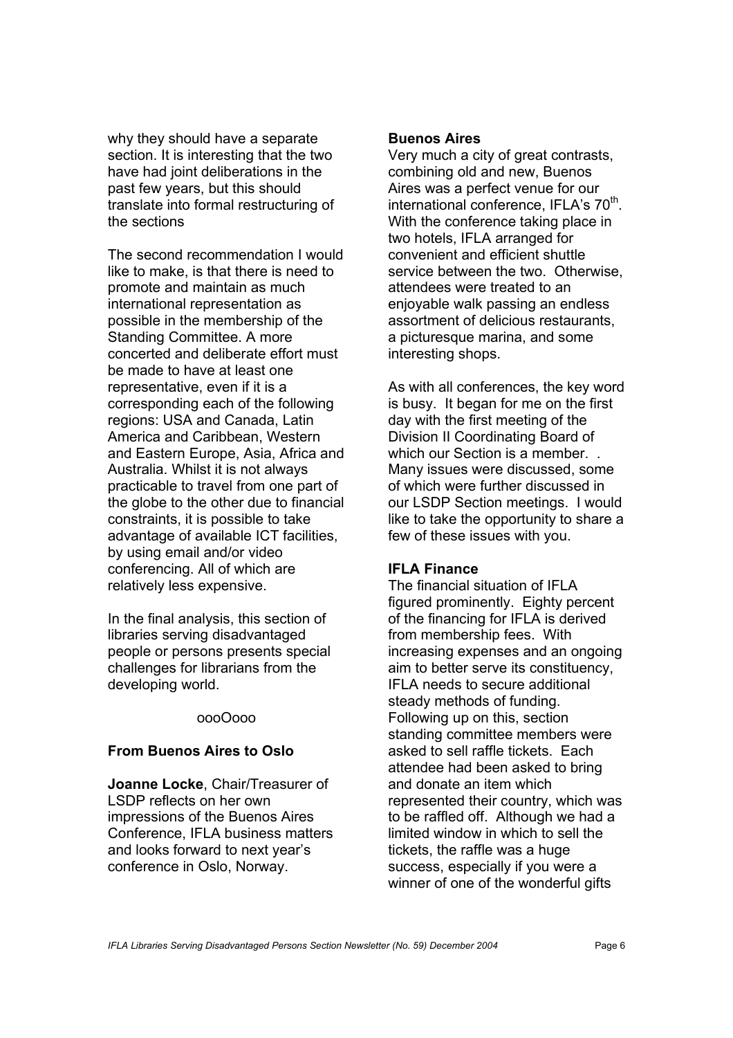why they should have a separate section. It is interesting that the two have had joint deliberations in the past few years, but this should translate into formal restructuring of the sections

The second recommendation I would like to make, is that there is need to promote and maintain as much international representation as possible in the membership of the Standing Committee. A more concerted and deliberate effort must be made to have at least one representative, even if it is a corresponding each of the following regions: USA and Canada, Latin America and Caribbean, Western and Eastern Europe, Asia, Africa and Australia. Whilst it is not always practicable to travel from one part of the globe to the other due to financial constraints, it is possible to take advantage of available ICT facilities, by using email and/or video conferencing. All of which are relatively less expensive.

In the final analysis, this section of libraries serving disadvantaged people or persons presents special challenges for librarians from the developing world.

oooOooo

## From Buenos Aires to Oslo

**Joanne Locke**, Chair/Treasurer of LSDP reflects on her own impressions of the Buenos Aires Conference, IFLA business matters and looks forward to next year's conference in Oslo, Norway.

### Buenos Aires

Very much a city of great contrasts, combining old and new, Buenos Aires was a perfect venue for our international conference, IFLA's 70th. With the conference taking place in two hotels, IFLA arranged for convenient and efficient shuttle service between the two. Otherwise, attendees were treated to an enjoyable walk passing an endless assortment of delicious restaurants, a picturesque marina, and some interesting shops.

As with all conferences, the key word is busy. It began for me on the first day with the first meeting of the Division II Coordinating Board of which our Section is a member. . Many issues were discussed, some of which were further discussed in our LSDP Section meetings. I would like to take the opportunity to share a few of these issues with you.

### IFLA Finance

The financial situation of IFLA figured prominently. Eighty percent of the financing for IFLA is derived from membership fees. With increasing expenses and an ongoing aim to better serve its constituency, IFLA needs to secure additional steady methods of funding. Following up on this, section standing committee members were asked to sell raffle tickets. Each attendee had been asked to bring and donate an item which represented their country, which was to be raffled off. Although we had a limited window in which to sell the tickets, the raffle was a huge success, especially if you were a winner of one of the wonderful gifts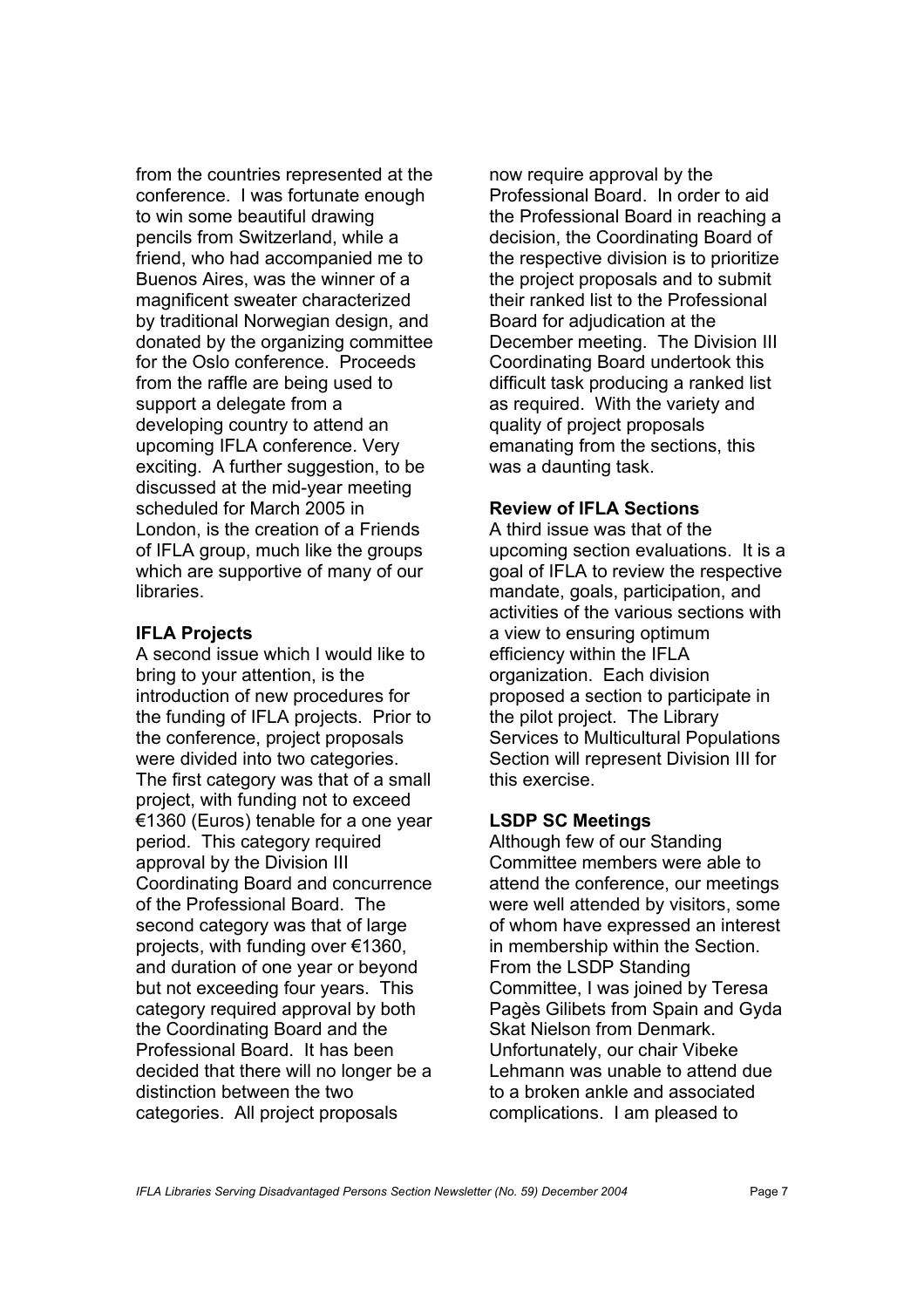from the countries represented at the conference. I was fortunate enough to win some beautiful drawing pencils from Switzerland, while a friend, who had accompanied me to Buenos Aires, was the winner of a magnificent sweater characterized by traditional Norwegian design, and donated by the organizing committee for the Oslo conference. Proceeds from the raffle are being used to support a delegate from a developing country to attend an upcoming IFLA conference. Very exciting. A further suggestion, to be discussed at the mid-year meeting scheduled for March 2005 in London, is the creation of a Friends of IFLA group, much like the groups which are supportive of many of our libraries.

**IFLA Projects**

A second issue which I would like to bring to your attention, is the introduction of new procedures for the funding of IFLA projects. Prior to the conference, project proposals were divided into two categories. The first category was that of a small project, with funding not to exceed €1360 (Euros) tenable for a one year period. This category required approval by the Division III Coordinating Board and concurrence of the Professional Board. The second category was that of large projects, with funding over €1360, and duration of one year or beyond but not exceeding four years. This category required approval by both the Coordinating Board and the Professional Board. It has been decided that there will no longer be a distinction between the two categories. All project proposals now require approval by the Professional Board. In order to aid the Professional Board in reaching a decision, the Coordinating Board of the respective division is to prioritize the project proposals and to submit their ranked list to the Professional Board for adjudication at the December meeting. The Division III Coordinating Board undertook this difficult task producing a ranked list as required. With the variety and quality of project proposals emanating from the sections, this was a daunting task.

**Review of IFLA Sections**

A third issue was that of the upcoming section evaluations. It is a goal of IFLA to review the respective mandate, goals, participation, and activities of the various sections with a view to ensuring optimum efficiency within the IFLA organization. Each division proposed a section to participate in the pilot project. The Library Services to Multicultural Populations Section will represent Division III for this exercise.

**LSDP SC Meetings**

Although few of our Standing Committee members were able to attend the conference, our meetings were well attended by visitors, some of whom have expressed an interest in membership within the Section. From the LSDP Standing Committee, I was joined by Teresa Pagès Gilibets from Spain and Gyda Skat Nielson from Denmark. Unfortunately, our chair Vibeke Lehmann was unable to attend due to a broken ankle and associated complications. I am pleased to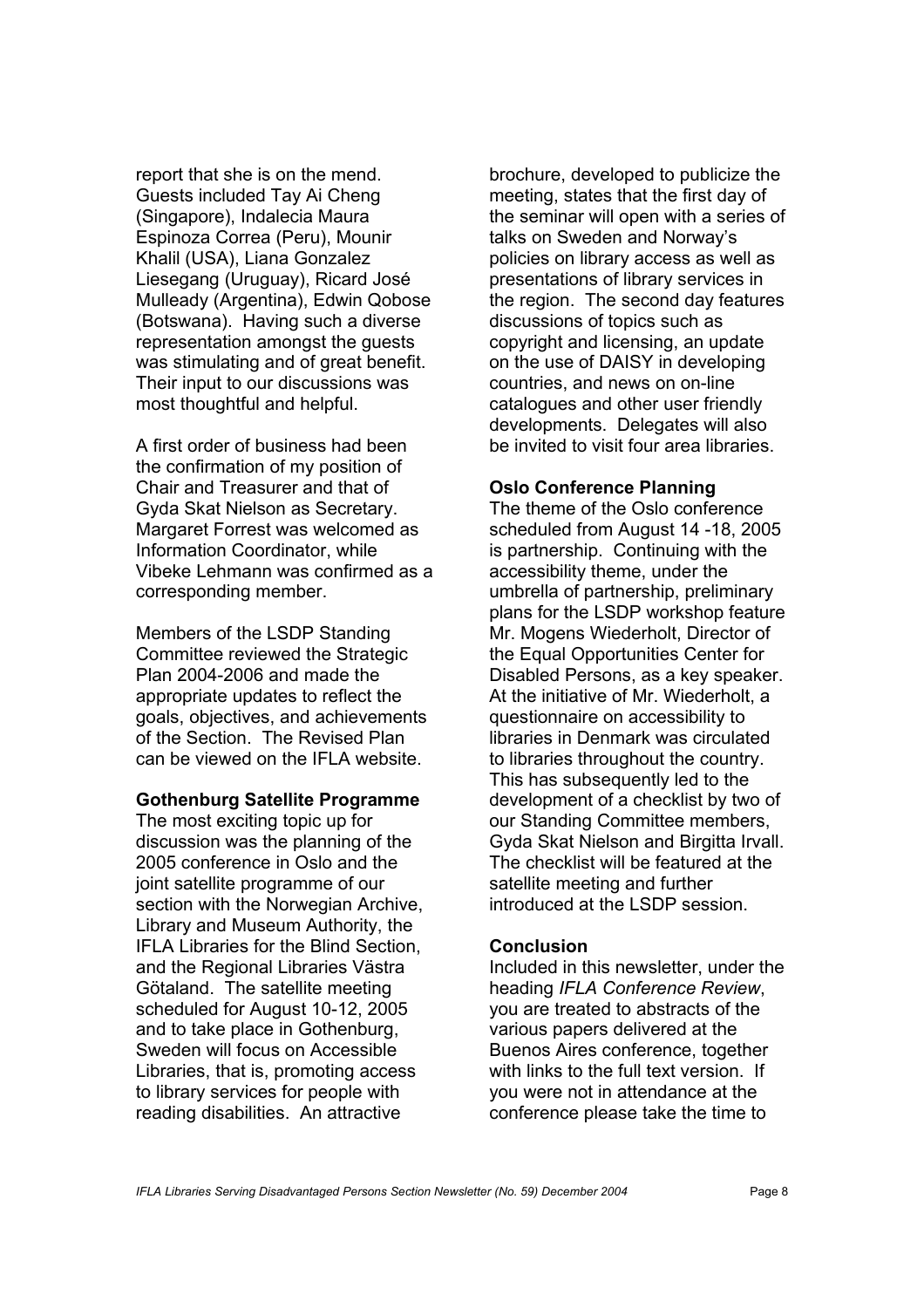report that she is on the mend. Guests included Tay Ai Cheng (Singapore), Indalecia Maura Espinoza Correa (Peru), Mounir Khalil (USA), Liana Gonzalez Liesegang (Uruguay), Ricard José Mulleady (Argentina), Edwin Qobose (Botswana). Having such a diverse representation amongst the guests was stimulating and of great benefit. Their input to our discussions was most thoughtful and helpful.

A first order of business had been the confirmation of my position of Chair and Treasurer and that of Gyda Skat Nielson as Secretary. Margaret Forrest was welcomed as Information Coordinator, while Vibeke Lehmann was confirmed as a corresponding member.

Members of the LSDP Standing Committee reviewed the Strategic Plan 2004-2006 and made the appropriate updates to reflect the goals, objectives, and achievements of the Section. The Revised Plan can be viewed on the IFLA website.

**Gothenburg Satellite Programme**

The most exciting topic up for discussion was the planning of the 2005 conference in Oslo and the joint satellite programme of our section with the Norwegian Archive, Library and Museum Authority, the IFLA Libraries for the Blind Section, and the Regional Libraries Västra Götaland. The satellite meeting scheduled for August 10-12, 2005 and to take place in Gothenburg, Sweden will focus on Accessible Libraries, that is, promoting access to library services for people with reading disabilities. An attractive brochure, developed to publicize the meeting, states that the first day of the seminar will open with a series of talks on Sweden and Norway's policies on library access as well as presentations of library services in the region. The second day features discussions of topics such as copyright and licensing, an update on the use of DAISY in developing countries, and news on on-line catalogues and other user friendly developments. Delegates will also be invited to visit four area libraries.

**Oslo Conference Planning**

The theme of the Oslo conference scheduled from August 14 -18, 2005 is partnership. Continuing with the accessibility theme, under the umbrella of partnership, preliminary plans for the LSDP workshop feature Mr. Mogens Wiederholt, Director of the Equal Opportunities Center for Disabled Persons, as a key speaker. At the initiative of Mr. Wiederholt, a questionnaire on accessibility to libraries in Denmark was circulated to libraries throughout the country. This has subsequently led to the development of a checklist by two of our Standing Committee members, Gyda Skat Nielson and Birgitta Irvall. The checklist will be featured at the satellite meeting and further introduced at the LSDP session.

**Conclusion**

Included in this newsletter, under the heading *IFLA Conference Review*, you are treated to abstracts of the various papers delivered at the Buenos Aires conference, together with links to the full text version. If you were not in attendance at the conference please take the time to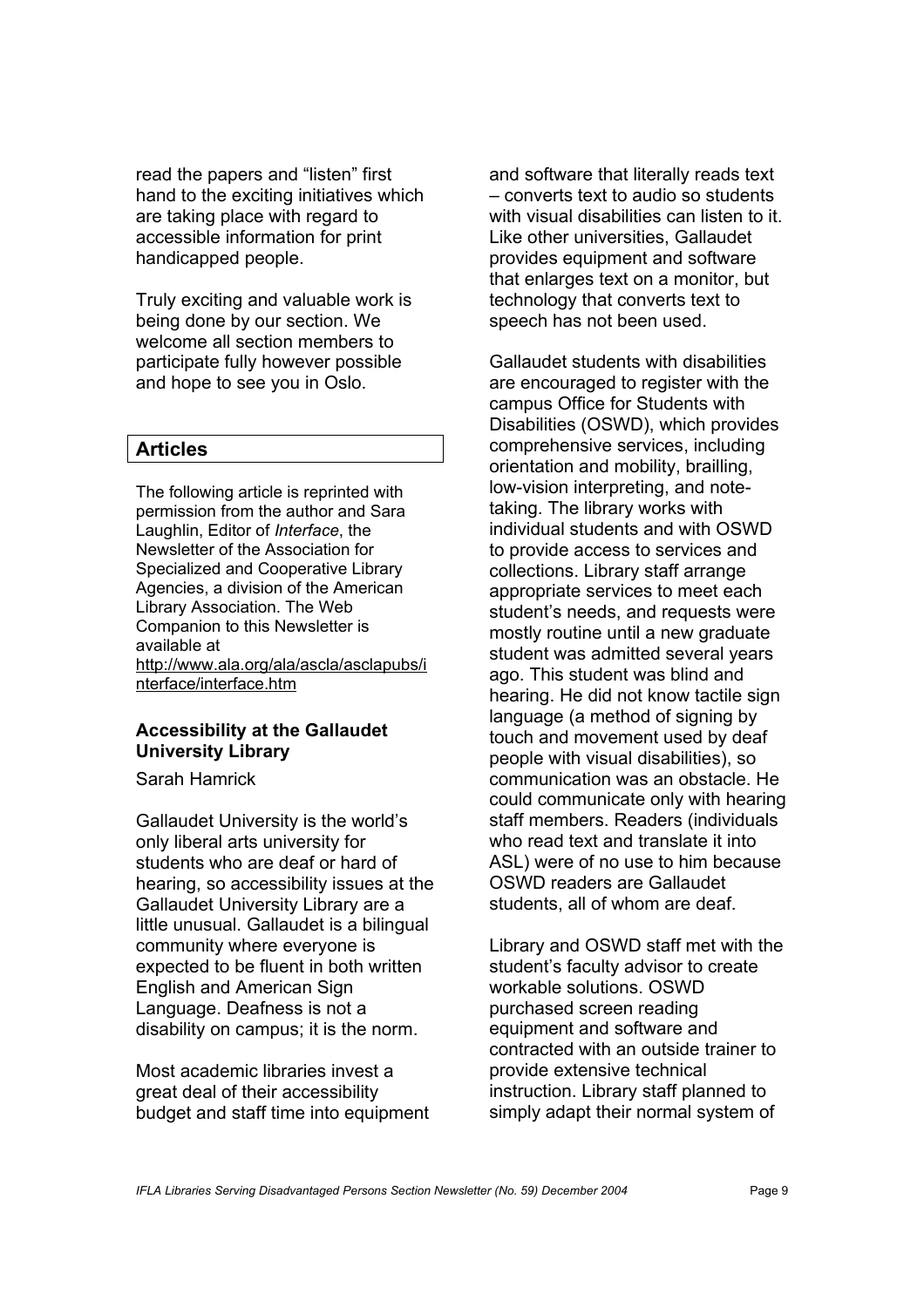read the papers and "listen" first hand to the exciting initiatives which are taking place with regard to accessible information for print handicapped people.

Truly exciting and valuable work is being done by our section. We welcome all section members to participate fully however possible and hope to see you in Oslo.

## Articles

The following article is reprinted with permission from the author and Sara Laughlin, Editor of *Interface*, the Newsletter of the Association for Specialized and Cooperative Library Agencies, a division of the American Library Association. The Web Companion to this Newsletter is available at http://www.ala.org/ala/ascla/asclapubs/interface/interface.htm

### Accessibility at the Gallaudet University Library

Sarah Hamrick

Gallaudet University is the world's only liberal arts university for students who are deaf or hard of hearing, so accessibility issues at the Gallaudet University Library are a little unusual. Gallaudet is a bilingual community where everyone is expected to be fluent in both written English and American Sign Language. Deafness is not a disability on campus; it is the norm.

Most academic libraries invest a great deal of their accessibility budget and staff time into equipment and software that literally reads text – converts text to audio so students with visual disabilities can listen to it. Like other universities, Gallaudet provides equipment and software that enlarges text on a monitor, but technology that converts text to speech has not been used.

Gallaudet students with disabilities are encouraged to register with the campus Office for Students with Disabilities (OSWD), which provides comprehensive services, including orientation and mobility, brailling, low-vision interpreting, and note-taking. The library works with individual students and with OSWD to provide access to services and collections. Library staff arrange appropriate services to meet each student's needs, and requests were mostly routine until a new graduate student was admitted several years ago. This student was blind and hearing. He did not know tactile sign language (a method of signing by touch and movement used by deaf people with visual disabilities), so communication was an obstacle. He could communicate only with hearing staff members. Readers (individuals who read text and translate it into ASL) were of no use to him because OSWD readers are Gallaudet students, all of whom are deaf.

Library and OSWD staff met with the student's faculty advisor to create workable solutions. OSWD purchased screen reading equipment and software and contracted with an outside trainer to provide extensive technical instruction. Library staff planned to simply adapt their normal system of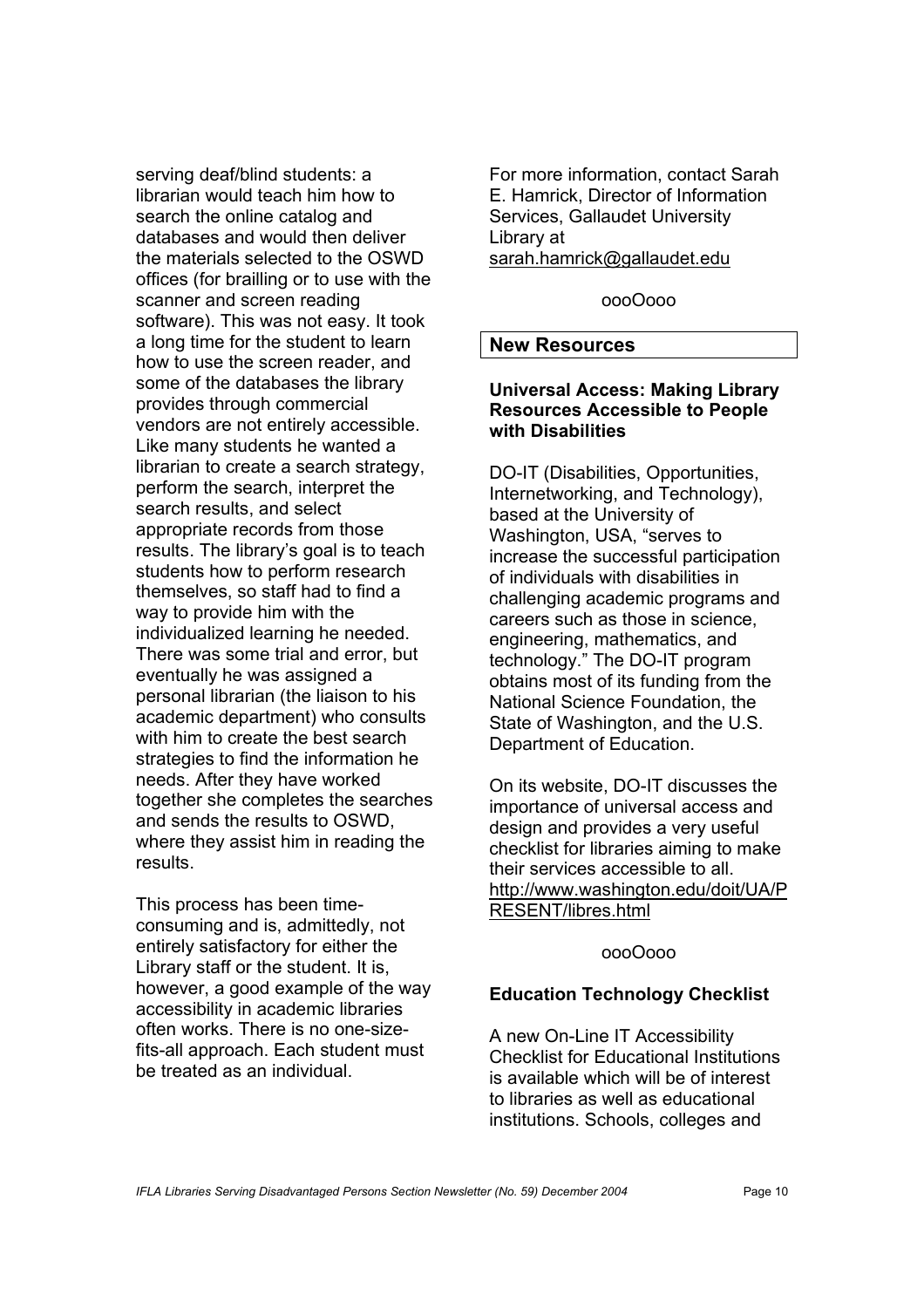serving deaf/blind students: a librarian would teach him how to search the online catalog and databases and would then deliver the materials selected to the OSWD offices (for brailling or to use with the scanner and screen reading software). This was not easy. It took a long time for the student to learn how to use the screen reader, and some of the databases the library provides through commercial vendors are not entirely accessible. Like many students he wanted a librarian to create a search strategy, perform the search, interpret the search results, and select appropriate records from those results. The library's goal is to teach students how to perform research themselves, so staff had to find a way to provide him with the individualized learning he needed. There was some trial and error, but eventually he was assigned a personal librarian (the liaison to his academic department) who consults with him to create the best search strategies to find the information he needs. After they have worked together she completes the searches and sends the results to OSWD, where they assist him in reading the results.

This process has been time-consuming and is, admittedly, not entirely satisfactory for either the Library staff or the student. It is, however, a good example of the way accessibility in academic libraries often works. There is no one-size-fits-all approach. Each student must be treated as an individual.

For more information, contact Sarah E. Hamrick, Director of Information Services, Gallaudet University Library at sarah.hamrick@gallaudet.edu

oooOooo

## New Resources

### Universal Access: Making Library Resources Accessible to People with Disabilities

DO-IT (Disabilities, Opportunities, Internetworking, and Technology), based at the University of Washington, USA, "serves to increase the successful participation of individuals with disabilities in challenging academic programs and careers such as those in science, engineering, mathematics, and technology." The DO-IT program obtains most of its funding from the National Science Foundation, the State of Washington, and the U.S. Department of Education.

On its website, DO-IT discusses the importance of universal access and design and provides a very useful checklist for libraries aiming to make their services accessible to all. http://www.washington.edu/doit/UA/PRESENT/libres.html

oooOooo

### Education Technology Checklist

A new On-Line IT Accessibility Checklist for Educational Institutions is available which will be of interest to libraries as well as educational institutions. Schools, colleges and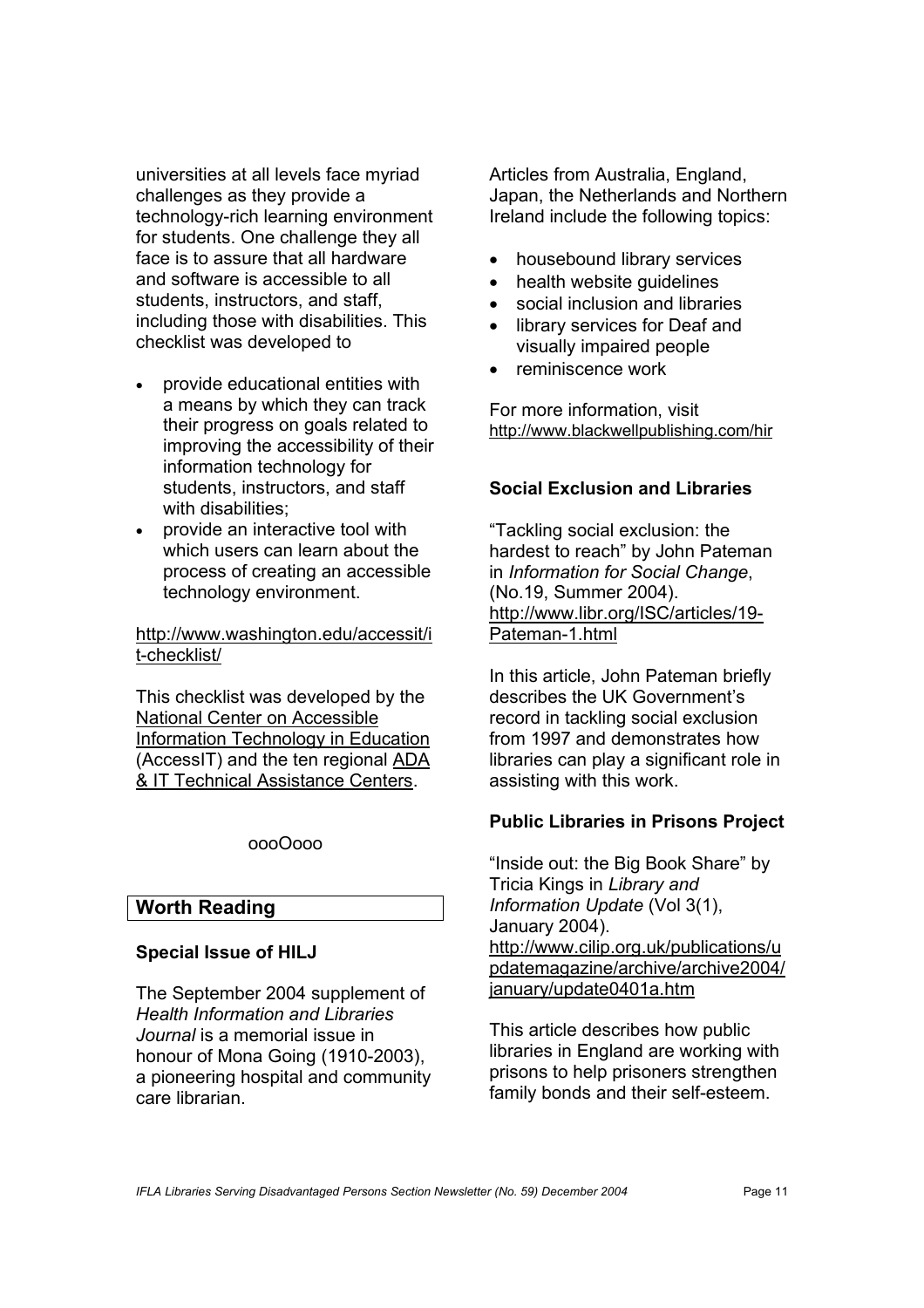universities at all levels face myriad challenges as they provide a technology-rich learning environment for students. One challenge they all face is to assure that all hardware and software is accessible to all students, instructors, and staff, including those with disabilities. This checklist was developed to

- provide educational entities with a means by which they can track their progress on goals related to improving the accessibility of their information technology for students, instructors, and staff with disabilities;
- provide an interactive tool with which users can learn about the process of creating an accessible technology environment.

http://www.washington.edu/accessit/it-checklist/

This checklist was developed by the National Center on Accessible Information Technology in Education (AccessIT) and the ten regional ADA & IT Technical Assistance Centers.

oooOooo

## Worth Reading

### Special Issue of HILJ

The September 2004 supplement of *Health Information and Libraries Journal* is a memorial issue in honour of Mona Going (1910-2003), a pioneering hospital and community care librarian.

Articles from Australia, England, Japan, the Netherlands and Northern Ireland include the following topics:

- housebound library services
- health website guidelines
- social inclusion and libraries
- library services for Deaf and visually impaired people
- reminiscence work

For more information, visit http://www.blackwellpublishing.com/hir

### Social Exclusion and Libraries

"Tackling social exclusion: the hardest to reach" by John Pateman in *Information for Social Change*, (No.19, Summer 2004). http://www.libr.org/ISC/articles/19-Pateman-1.html

In this article, John Pateman briefly describes the UK Government's record in tackling social exclusion from 1997 and demonstrates how libraries can play a significant role in assisting with this work.

### Public Libraries in Prisons Project

"Inside out: the Big Book Share" by Tricia Kings in *Library and Information Update* (Vol 3(1), January 2004). http://www.cilip.org.uk/publications/updatemagazine/archive/archive2004/january/update0401a.htm

This article describes how public libraries in England are working with prisons to help prisoners strengthen family bonds and their self-esteem.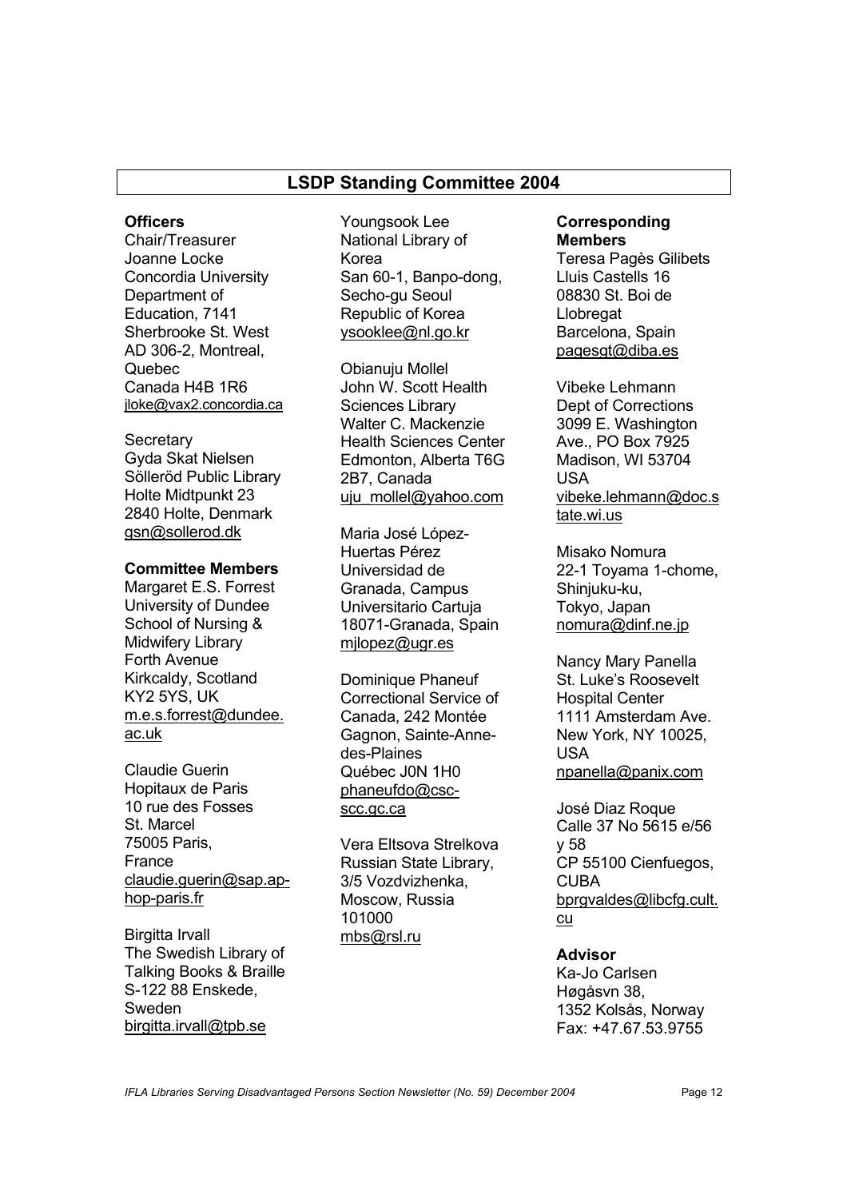## LSDP Standing Committee 2004

### Officers

Chair/Treasurer
Joanne Locke
Concordia University
Department of Education, 7141 Sherbrooke St. West
AD 306-2, Montreal, Quebec
Canada H4B 1R6
jloke@vax2.concordia.ca

Secretary
Gyda Skat Nielsen
Sölleröd Public Library
Holte Midtpunkt 23
2840 Holte, Denmark
gsn@sollerod.dk

### Committee Members

Margaret E.S. Forrest
University of Dundee
School of Nursing & Midwifery Library
Forth Avenue
Kirkcaldy, Scotland
KY2 5YS, UK
m.e.s.forrest@dundee.ac.uk

Claudie Guerin
Hopitaux de Paris
10 rue des Fosses St. Marcel
75005 Paris,
France
claudie.guerin@sap.ap-hop-paris.fr

Birgitta Irvall
The Swedish Library of Talking Books & Braille
S-122 88 Enskede,
Sweden
birgitta.irvall@tpb.se

Youngsook Lee
National Library of Korea
San 60-1, Banpo-dong,
Secho-gu Seoul
Republic of Korea
ysooklee@nl.go.kr

Obianuju Mollel
John W. Scott Health Sciences Library
Walter C. Mackenzie Health Sciences Center
Edmonton, Alberta T6G 2B7, Canada
uju_mollel@yahoo.com

Maria José López-Huertas Pérez
Universidad de Granada, Campus Universitario Cartuja
18071-Granada, Spain
mjlopez@ugr.es

Dominique Phaneuf
Correctional Service of Canada, 242 Montée Gagnon, Sainte-Anne-des-Plaines
Québec J0N 1H0
phaneufdo@csc-scc.gc.ca

Vera Eltsova Strelkova
Russian State Library,
3/5 Vozdvizhenka,
Moscow, Russia
101000
mbs@rsl.ru

### Corresponding Members

Teresa Pagès Gilibets
Lluis Castells 16
08830 St. Boi de Llobregat
Barcelona, Spain
pagesgt@diba.es

Vibeke Lehmann
Dept of Corrections
3099 E. Washington Ave., PO Box 7925
Madison, WI 53704
USA
vibeke.lehmann@doc.state.wi.us

Misako Nomura
22-1 Toyama 1-chome,
Shinjuku-ku,
Tokyo, Japan
nomura@dinf.ne.jp

Nancy Mary Panella
St. Luke's Roosevelt Hospital Center
1111 Amsterdam Ave.
New York, NY 10025,
USA
npanella@panix.com

José Diaz Roque
Calle 37 No 5615 e/56 y 58
CP 55100 Cienfuegos,
CUBA
bprgvaldes@libcfg.cult.cu

### Advisor

Ka-Jo Carlsen
Høgåsvn 38,
1352 Kolsås, Norway
Fax: +47.67.53.9755